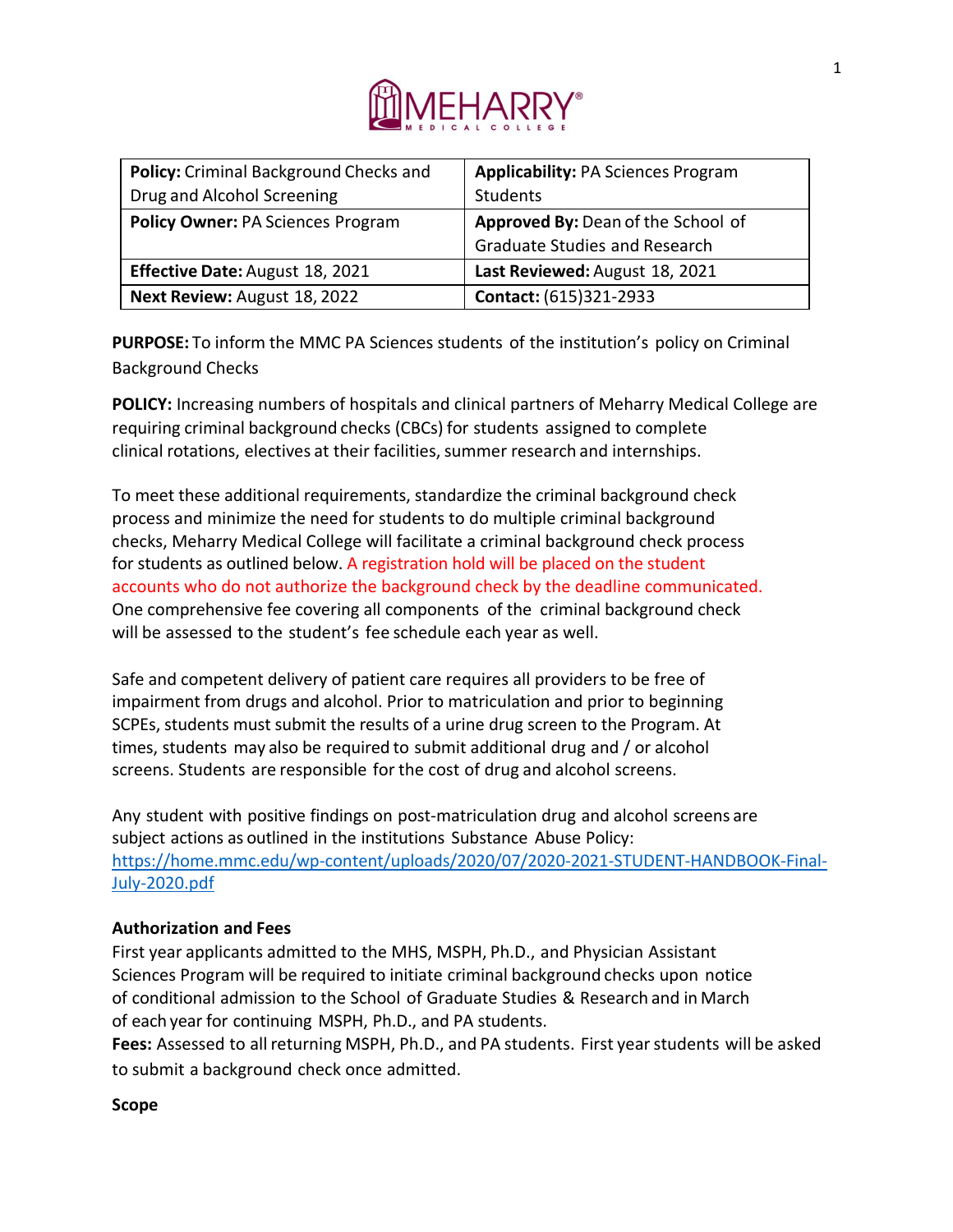| **Policy:** Criminal Background Checks and Drug and Alcohol Screening | **Applicability:** PA Sciences Program Students |
| --- | --- |
| **Policy Owner:** PA Sciences Program | **Approved By:** Dean of the School of Graduate Studies and Research |
| **Effective Date:** August 18, 2021 | **Last Reviewed:** August 18, 2021 |
| **Next Review:** August 18, 2022 | **Contact:** (615)321-2933 |

**PURPOSE:** To inform the MMC PA Sciences students of the institution's policy on Criminal Background Checks

**POLICY:** Increasing numbers of hospitals and clinical partners of Meharry Medical College are requiring criminal background checks (CBCs) for students assigned to complete clinical rotations, electives at their facilities, summer research and internships.

To meet these additional requirements, standardize the criminal background check process and minimize the need for students to do multiple criminal background checks, Meharry Medical College will facilitate a criminal background check process for students as outlined below. A registration hold will be placed on the student accounts who do not authorize the background check by the deadline communicated. One comprehensive fee covering all components of the criminal background check will be assessed to the student's fee schedule each year as well.

Safe and competent delivery of patient care requires all providers to be free of impairment from drugs and alcohol. Prior to matriculation and prior to beginning SCPEs, students must submit the results of a urine drug screen to the Program. At times, students may also be required to submit additional drug and / or alcohol screens. Students are responsible for the cost of drug and alcohol screens.

Any student with positive findings on post-matriculation drug and alcohol screens are subject actions as outlined in the institutions Substance Abuse Policy: [https://home.mmc.edu/wp-content/uploads/2020/07/2020-2021-STUDENT-HANDBOOK-Final-July-2020.pdf](https://home.mmc.edu/wp-content/uploads/2020/07/2020-2021-STUDENT-HANDBOOK-Final-July-2020.pdf)

**Authorization and Fees**

First year applicants admitted to the MHS, MSPH, Ph.D., and Physician Assistant Sciences Program will be required to initiate criminal background checks upon notice of conditional admission to the School of Graduate Studies & Research and in March of each year for continuing MSPH, Ph.D., and PA students.

**Fees:** Assessed to all returning MSPH, Ph.D., and PA students. First year students will be asked to submit a background check once admitted.

**Scope**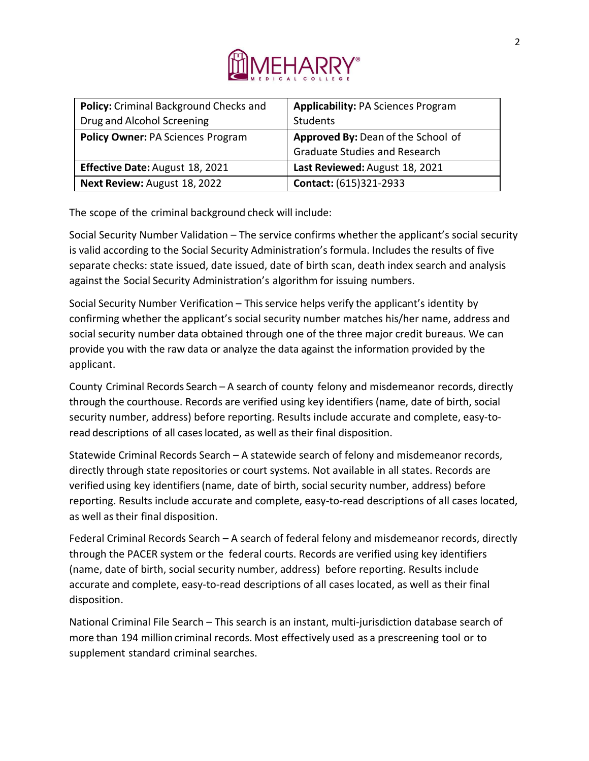| **Policy:** Criminal Background Checks and Drug and Alcohol Screening | **Applicability:** PA Sciences Program Students |
|---|---|
| **Policy Owner:** PA Sciences Program | **Approved By:** Dean of the School of Graduate Studies and Research |
| **Effective Date:** August 18, 2021 | **Last Reviewed:** August 18, 2021 |
| **Next Review:** August 18, 2022 | **Contact:** (615)321-2933 |

The scope of the criminal background check will include:

Social Security Number Validation – The service confirms whether the applicant's social security is valid according to the Social Security Administration's formula. Includes the results of five separate checks: state issued, date issued, date of birth scan, death index search and analysis against the Social Security Administration's algorithm for issuing numbers.

Social Security Number Verification – This service helps verify the applicant's identity by confirming whether the applicant's social security number matches his/her name, address and social security number data obtained through one of the three major credit bureaus. We can provide you with the raw data or analyze the data against the information provided by the applicant.

County Criminal Records Search – A search of county felony and misdemeanor records, directly through the courthouse. Records are verified using key identifiers (name, date of birth, social security number, address) before reporting. Results include accurate and complete, easy-to-read descriptions of all cases located, as well as their final disposition.

Statewide Criminal Records Search – A statewide search of felony and misdemeanor records, directly through state repositories or court systems. Not available in all states. Records are verified using key identifiers (name, date of birth, social security number, address) before reporting. Results include accurate and complete, easy-to-read descriptions of all cases located, as well as their final disposition.

Federal Criminal Records Search – A search of federal felony and misdemeanor records, directly through the PACER system or the federal courts. Records are verified using key identifiers (name, date of birth, social security number, address) before reporting. Results include accurate and complete, easy-to-read descriptions of all cases located, as well as their final disposition.

National Criminal File Search – This search is an instant, multi-jurisdiction database search of more than 194 million criminal records. Most effectively used as a prescreening tool or to supplement standard criminal searches.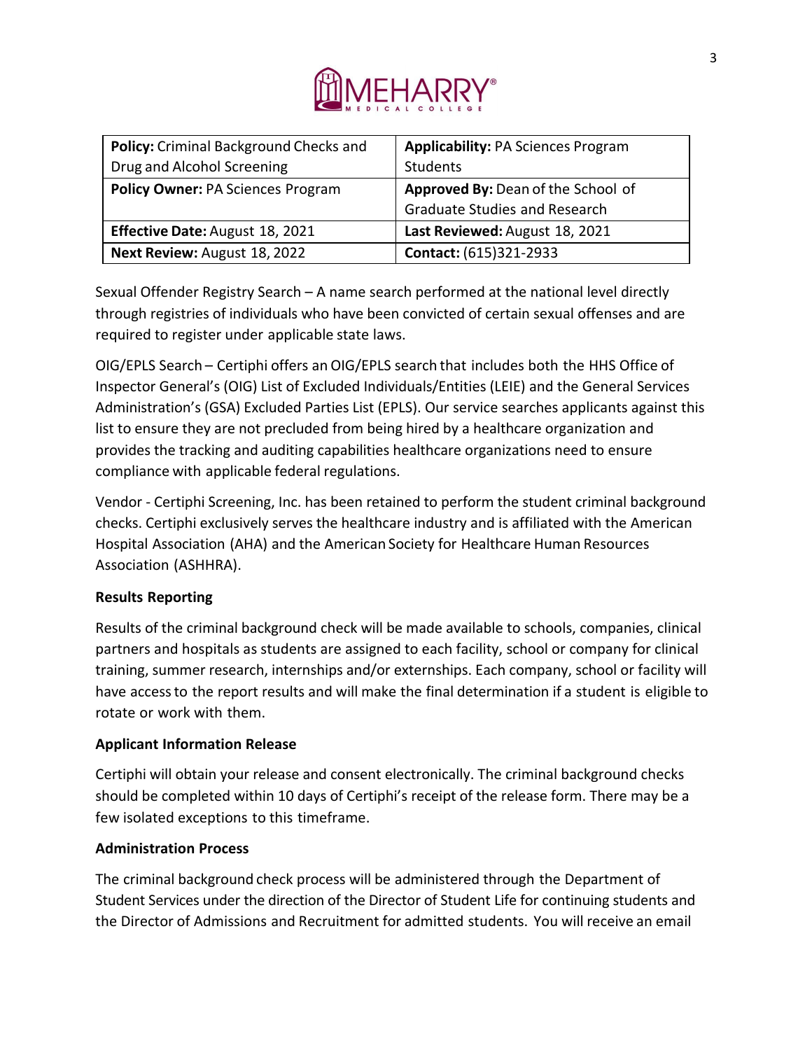| Policy: Criminal Background Checks and Drug and Alcohol Screening | Applicability: PA Sciences Program Students |
|---|---|
| Policy Owner: PA Sciences Program | Approved By: Dean of the School of Graduate Studies and Research |
| Effective Date: August 18, 2021 | Last Reviewed: August 18, 2021 |
| Next Review: August 18, 2022 | Contact: (615)321-2933 |

Sexual Offender Registry Search – A name search performed at the national level directly through registries of individuals who have been convicted of certain sexual offenses and are required to register under applicable state laws.

OIG/EPLS Search – Certiphi offers an OIG/EPLS search that includes both the HHS Office of Inspector General's (OIG) List of Excluded Individuals/Entities (LEIE) and the General Services Administration's (GSA) Excluded Parties List (EPLS). Our service searches applicants against this list to ensure they are not precluded from being hired by a healthcare organization and provides the tracking and auditing capabilities healthcare organizations need to ensure compliance with applicable federal regulations.

Vendor - Certiphi Screening, Inc. has been retained to perform the student criminal background checks. Certiphi exclusively serves the healthcare industry and is affiliated with the American Hospital Association (AHA) and the American Society for Healthcare Human Resources Association (ASHHRA).

**Results Reporting**

Results of the criminal background check will be made available to schools, companies, clinical partners and hospitals as students are assigned to each facility, school or company for clinical training, summer research, internships and/or externships. Each company, school or facility will have access to the report results and will make the final determination if a student is eligible to rotate or work with them.

**Applicant Information Release**

Certiphi will obtain your release and consent electronically. The criminal background checks should be completed within 10 days of Certiphi's receipt of the release form. There may be a few isolated exceptions to this timeframe.

**Administration Process**

The criminal background check process will be administered through the Department of Student Services under the direction of the Director of Student Life for continuing students and the Director of Admissions and Recruitment for admitted students. You will receive an email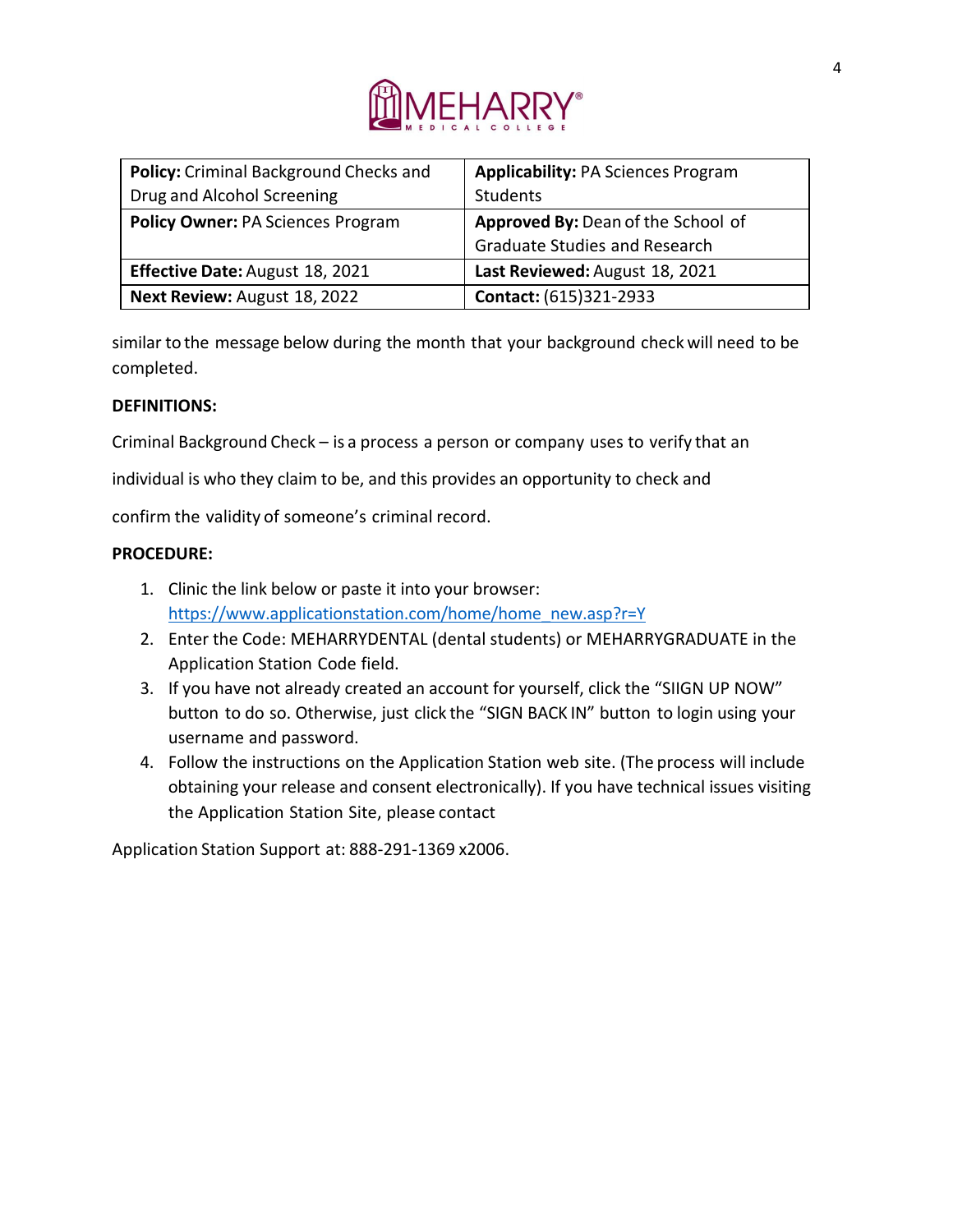| | |
|---|---|
| **Policy:** Criminal Background Checks and Drug and Alcohol Screening | **Applicability:** PA Sciences Program Students |
| **Policy Owner:** PA Sciences Program | **Approved By:** Dean of the School of Graduate Studies and Research |
| **Effective Date:** August 18, 2021 | **Last Reviewed:** August 18, 2021 |
| **Next Review:** August 18, 2022 | **Contact:** (615)321-2933 |

similar to the message below during the month that your background check will need to be completed.

**DEFINITIONS:**

Criminal Background Check – is a process a person or company uses to verify that an individual is who they claim to be, and this provides an opportunity to check and confirm the validity of someone's criminal record.

**PROCEDURE:**

1. Clinic the link below or paste it into your browser: [https://www.applicationstation.com/home/home_new.asp?r=Y](https://www.applicationstation.com/home/home_new.asp?r=Y)
2. Enter the Code: MEHARRYDENTAL (dental students) or MEHARRYGRADUATE in the Application Station Code field.
3. If you have not already created an account for yourself, click the "SIIGN UP NOW" button to do so. Otherwise, just click the "SIGN BACK IN" button to login using your username and password.
4. Follow the instructions on the Application Station web site. (The process will include obtaining your release and consent electronically). If you have technical issues visiting the Application Station Site, please contact

Application Station Support at: 888-291-1369 x2006.